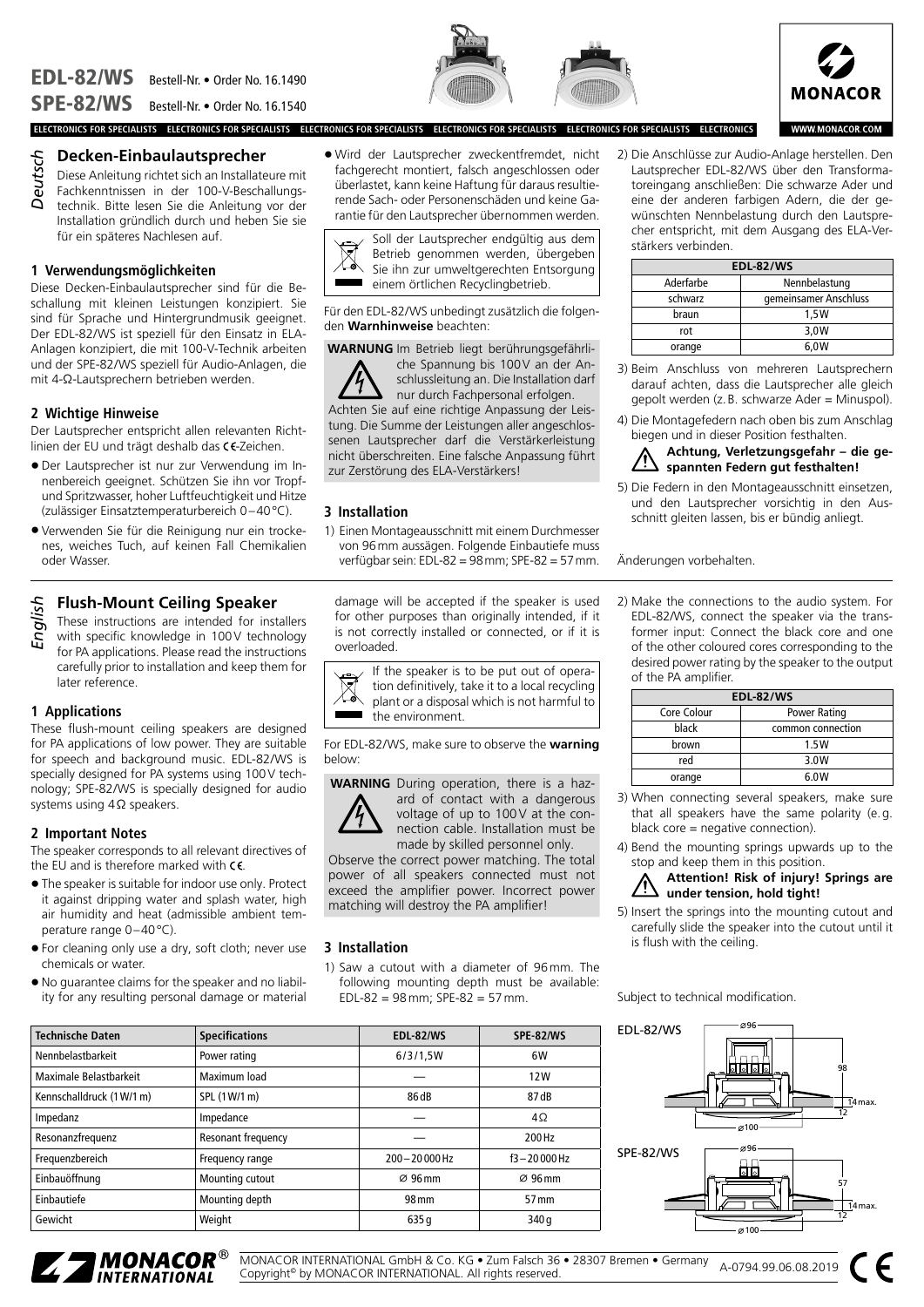# EDL-82/WS Bestell-Nr. • Order No. 16.1490
# SPE-82/WS Bestell-Nr. • Order No. 16.1540

ELECTRONICS FOR SPECIALISTS ELECTRONICS FOR SPECIALISTS ELECTRONICS FOR SPECIALISTS ELECTRONICS FOR SPECIALISTS ELECTRONICS FOR SPECIALISTS ELECTRONICS

MONACOR

WWW.MONACOR.COM

*Deutsch*

## Decken-Einbaulautsprecher

Diese Anleitung richtet sich an Installateure mit Fachkenntnissen in der 100-V-Beschallungstechnik. Bitte lesen Sie die Anleitung vor der Installation gründlich durch und heben Sie sie für ein späteres Nachlesen auf.

### 1 Verwendungsmöglichkeiten

Diese Decken-Einbaulautsprecher sind für die Beschallung mit kleinen Leistungen konzipiert. Sie sind für Sprache und Hintergrundmusik geeignet. Der EDL-82/WS ist speziell für den Einsatz in ELA-Anlagen konzipiert, die mit 100-V-Technik arbeiten und der SPE-82/WS speziell für Audio-Anlagen, die mit 4-Ω-Lautsprechern betrieben werden.

### 2 Wichtige Hinweise

Der Lautsprecher entspricht allen relevanten Richtlinien der EU und trägt deshalb das CE-Zeichen.

- Der Lautsprecher ist nur zur Verwendung im Innenbereich geeignet. Schützen Sie ihn vor Tropf- und Spritzwasser, hoher Luftfeuchtigkeit und Hitze (zulässiger Einsatztemperaturbereich 0–40 °C).
- Verwenden Sie für die Reinigung nur ein trockenes, weiches Tuch, auf keinen Fall Chemikalien oder Wasser.
- Wird der Lautsprecher zweckentfremdet, nicht fachgerecht montiert, falsch angeschlossen oder überlastet, kann keine Haftung für daraus resultierende Sach- oder Personenschäden und keine Garantie für den Lautsprecher übernommen werden.

Soll der Lautsprecher endgültig aus dem Betrieb genommen werden, übergeben Sie ihn zur umweltgerechten Entsorgung einem örtlichen Recyclingbetrieb.

Für den EDL-82/WS unbedingt zusätzlich die folgenden **Warnhinweise** beachten:

**WARNUNG** Im Betrieb liegt berührungsgefährliche Spannung bis 100 V an der Anschlussleitung an. Die Installation darf nur durch Fachpersonal erfolgen.

Achten Sie auf eine richtige Anpassung der Leistung. Die Summe der Leistungen aller angeschlossenen Lautsprecher darf die Verstärkerleistung nicht überschreiten. Eine falsche Anpassung führt zur Zerstörung des ELA-Verstärkers!

### 3 Installation

1) Einen Montageausschnitt mit einem Durchmesser von 96 mm aussägen. Folgende Einbautiefe muss verfügbar sein: EDL-82 = 98 mm; SPE-82 = 57 mm.

2) Die Anschlüsse zur Audio-Anlage herstellen. Den Lautsprecher EDL-82/WS über den Transformatoreingang anschließen: Die schwarze Ader und eine der anderen farbigen Adern, die der gewünschten Nennbelastung durch den Lautsprecher entspricht, mit dem Ausgang des ELA-Verstärkers verbinden.

| EDL-82/WS | |
|---|---|
| Aderfarbe | Nennbelastung |
| schwarz | gemeinsamer Anschluss |
| braun | 1,5 W |
| rot | 3,0 W |
| orange | 6,0 W |

3) Beim Anschluss von mehreren Lautsprechern darauf achten, dass die Lautsprecher alle gleich gepolt werden (z. B. schwarze Ader = Minuspol).

4) Die Montagefedern nach oben bis zum Anschlag biegen und in dieser Position festhalten.

**Achtung, Verletzungsgefahr – die gespannten Federn gut festhalten!**

5) Die Federn in den Montageausschnitt einsetzen, und den Lautsprecher vorsichtig in den Ausschnitt gleiten lassen, bis er bündig anliegt.

Änderungen vorbehalten.

*English*

## Flush-Mount Ceiling Speaker

These instructions are intended for installers with specific knowledge in 100 V technology for PA applications. Please read the instructions carefully prior to installation and keep them for later reference.

### 1 Applications

These flush-mount ceiling speakers are designed for PA applications of low power. They are suitable for speech and background music. EDL-82/WS is specially designed for PA systems using 100 V technology; SPE-82/WS is specially designed for audio systems using 4 Ω speakers.

### 2 Important Notes

The speaker corresponds to all relevant directives of the EU and is therefore marked with CE.

- The speaker is suitable for indoor use only. Protect it against dripping water and splash water, high air humidity and heat (admissible ambient temperature range 0–40 °C).
- For cleaning only use a dry, soft cloth; never use chemicals or water.
- No guarantee claims for the speaker and no liability for any resulting personal damage or material damage will be accepted if the speaker is used for other purposes than originally intended, if it is not correctly installed or connected, or if it is overloaded.

If the speaker is to be put out of operation definitively, take it to a local recycling plant or a disposal which is not harmful to the environment.

For EDL-82/WS, make sure to observe the **warning** below:

**WARNING** During operation, there is a hazard of contact with a dangerous voltage of up to 100 V at the connection cable. Installation must be made by skilled personnel only.

Observe the correct power matching. The total power of all speakers connected must not exceed the amplifier power. Incorrect power matching will destroy the PA amplifier!

### 3 Installation

1) Saw a cutout with a diameter of 96 mm. The following mounting depth must be available: EDL-82 = 98 mm; SPE-82 = 57 mm.

2) Make the connections to the audio system. For EDL-82/WS, connect the speaker via the transformer input: Connect the black core and one of the other coloured cores corresponding to the desired power rating by the speaker to the output of the PA amplifier.

| EDL-82/WS | |
|---|---|
| Core Colour | Power Rating |
| black | common connection |
| brown | 1.5 W |
| red | 3.0 W |
| orange | 6.0 W |

3) When connecting several speakers, make sure that all speakers have the same polarity (e. g. black core = negative connection).

4) Bend the mounting springs upwards up to the stop and keep them in this position.

**Attention! Risk of injury! Springs are under tension, hold tight!**

5) Insert the springs into the mounting cutout and carefully slide the speaker into the cutout until it is flush with the ceiling.

Subject to technical modification.

| Technische Daten | Specifications | EDL-82/WS | SPE-82/WS |
|---|---|---|---|
| Nennbelastbarkeit | Power rating | 6/3/1,5 W | 6 W |
| Maximale Belastbarkeit | Maximum load | — | 12 W |
| Kennschalldruck (1 W/1 m) | SPL (1 W/1 m) | 86 dB | 87 dB |
| Impedanz | Impedance | — | 4 Ω |
| Resonanzfrequenz | Resonant frequency | — | 200 Hz |
| Frequenzbereich | Frequency range | 200–20 000 Hz | f3–20 000 Hz |
| Einbauöffnung | Mounting cutout | Ø 96 mm | Ø 96 mm |
| Einbautiefe | Mounting depth | 98 mm | 57 mm |
| Gewicht | Weight | 635 g | 340 g |

EDL-82/WS: ø96, 98, 14 max., 12, ø100

SPE-82/WS: ø96, 57, 14 max., 12, ø100

MONACOR® INTERNATIONAL

MONACOR INTERNATIONAL GmbH & Co. KG • Zum Falsch 36 • 28307 Bremen • Germany
Copyright© by MONACOR INTERNATIONAL. All rights reserved.

A-0794.99.06.08.2019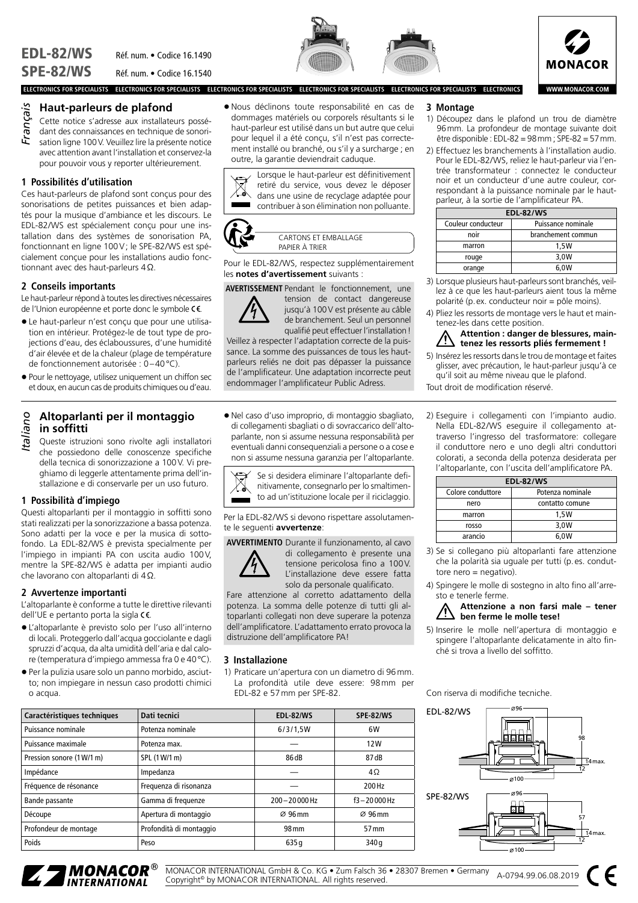# EDL-82/WS Réf. num. • Codice 16.1490
# SPE-82/WS Réf. num. • Codice 16.1540

ELECTRONICS FOR SPECIALISTS ELECTRONICS FOR SPECIALISTS ELECTRONICS FOR SPECIALISTS ELECTRONICS FOR SPECIALISTS ELECTRONICS FOR SPECIALISTS ELECTRONICS

MONACOR

WWW.MONACOR.COM

*Français*

## Haut-parleurs de plafond

Cette notice s'adresse aux installateurs possédant des connaissances en technique de sonorisation ligne 100 V. Veuillez lire la présente notice avec attention avant l'installation et conservez-la pour pouvoir vous y reporter ultérieurement.

### 1 Possibilités d'utilisation

Ces haut-parleurs de plafond sont conçus pour des sonorisations de petites puissances et bien adaptés pour la musique d'ambiance et les discours. Le EDL-82/WS est spécialement conçu pour une installation dans des systèmes de sonorisation PA, fonctionnant en ligne 100 V ; le SPE-82/WS est spécialement conçue pour les installations audio fonctionnant avec des haut-parleurs 4 Ω.

### 2 Conseils importants

Le haut-parleur répond à toutes les directives nécessaires de l'Union européenne et porte donc le symbole CE.

- Le haut-parleur n'est conçu que pour une utilisation en intérieur. Protégez-le de tout type de projections d'eau, des éclaboussures, d'une humidité d'air élevée et de la chaleur (plage de température de fonctionnement autorisée : 0 – 40 °C).
- Pour le nettoyage, utilisez uniquement un chiffon sec et doux, en aucun cas de produits chimiques ou d'eau.
- Nous déclinons toute responsabilité en cas de dommages matériels ou corporels résultants si le haut-parleur est utilisé dans un but autre que celui pour lequel il a été conçu, s'il n'est pas correctement installé ou branché, ou s'il y a surcharge ; en outre, la garantie deviendrait caduque.

Lorsque le haut-parleur est définitivement retiré du service, vous devez le déposer dans une usine de recyclage adaptée pour contribuer à son élimination non polluante.

CARTONS ET EMBALLAGE PAPIER À TRIER

Pour le EDL-82/WS, respectez supplémentairement les **notes d'avertissement** suivants :

**AVERTISSEMENT** Pendant le fonctionnement, une tension de contact dangereuse jusqu'à 100 V est présente au câble de branchement. Seul un personnel qualifié peut effectuer l'installation !

Veillez à respecter l'adaptation correcte de la puissance. La somme des puissances de tous les haut-parleurs reliés ne doit pas dépasser la puissance de l'amplificateur. Une adaptation incorrecte peut endommager l'amplificateur Public Adress.

### 3 Montage

1) Découpez dans le plafond un trou de diamètre 96 mm. La profondeur de montage suivante doit être disponible : EDL-82 = 98 mm ; SPE-82 = 57 mm.
2) Effectuez les branchements à l'installation audio. Pour le EDL-82/WS, reliez le haut-parleur via l'entrée transformateur : connectez le conducteur noir et un conducteur d'une autre couleur, correspondant à la puissance nominale par le haut-parleur, à la sortie de l'amplificateur PA.

| EDL-82/WS | |
|---|---|
| Couleur conducteur | Puissance nominale |
| noir | branchement commun |
| marron | 1,5 W |
| rouge | 3,0 W |
| orange | 6,0 W |

3) Lorsque plusieurs haut-parleurs sont branchés, veillez à ce que les haut-parleurs aient tous la même polarité (p. ex. conducteur noir = pôle moins).
4) Pliez les ressorts de montage vers le haut et maintenez-les dans cette position.

**Attention : danger de blessures, maintenez les ressorts pliés fermement !**

5) Insérez les ressorts dans le trou de montage et faites glisser, avec précaution, le haut-parleur jusqu'à ce qu'il soit au même niveau que le plafond.

Tout droit de modification réservé.

*Italiano*

## Altoparlanti per il montaggio in soffitti

Queste istruzioni sono rivolte agli installatori che possiedono delle conoscenze specifiche della tecnica di sonorizzazione a 100 V. Vi preghiamo di leggerle attentamente prima dell'installazione e di conservarle per un uso futuro.

### 1 Possibilità d'impiego

Questi altoparlanti per il montaggio in soffitti sono stati realizzati per la sonorizzazione a bassa potenza. Sono adatti per la voce e per la musica di sottofondo. La EDL-82/WS è prevista specialmente per l'impiego in impianti PA con uscita audio 100 V, mentre la SPE-82/WS è adatta per impianti audio che lavorano con altoparlanti di 4 Ω.

### 2 Avvertenze importanti

L'altoparlante è conforme a tutte le direttive rilevanti dell'UE e pertanto porta la sigla CE.

- L'altoparlante è previsto solo per l'uso all'interno di locali. Proteggerlo dall'acqua gocciolante e dagli spruzzi d'acqua, da alta umidità dell'aria e dal calore (temperatura d'impiego ammessa fra 0 e 40 °C).
- Per la pulizia usare solo un panno morbido, asciutto; non impiegare in nessun caso prodotti chimici o acqua.
- Nel caso d'uso improprio, di montaggio sbagliato, di collegamenti sbagliati o di sovraccarico dell'altoparlante, non si assume nessuna responsabilità per eventuali danni consequenziali a persone o a cose e non si assume nessuna garanzia per l'altoparlante.

Se si desidera eliminare l'altoparlante definitivamente, consegnarlo per lo smaltimento ad un'istituzione locale per il riciclaggio.

Per la EDL-82/WS si devono rispettare assolutamente le seguenti **avvertenze**:

**AVVERTIMENTO** Durante il funzionamento, al cavo di collegamento è presente una tensione pericolosa fino a 100 V. L'installazione deve essere fatta solo da personale qualificato.

Fare attenzione al corretto adattamento della potenza. La somma delle potenze di tutti gli altoparlanti collegati non deve superare la potenza dell'amplificatore. L'adattamento errato provoca la distruzione dell'amplificatore PA!

### 3 Installazione

1) Praticare un'apertura con un diametro di 96 mm. La profondità utile deve essere: 98 mm per EDL-82 e 57 mm per SPE-82.
2) Eseguire i collegamenti con l'impianto audio. Nella EDL-82/WS eseguire il collegamento attraverso l'ingresso del trasformatore: collegare il conduttore nero e uno degli altri conduttori colorati, a seconda della potenza desiderata per l'altoparlante, con l'uscita dell'amplificatore PA.

| EDL-82/WS | |
|---|---|
| Colore conduttore | Potenza nominale |
| nero | contatto comune |
| marron | 1,5 W |
| rosso | 3,0 W |
| arancio | 6,0 W |

3) Se si collegano più altoparlanti fare attenzione che la polarità sia uguale per tutti (p. es. conduttore nero = negativo).
4) Spingere le molle di sostegno in alto fino all'arresto e tenerle ferme.

**Attenzione a non farsi male – tener ben ferme le molle tese!**

5) Inserire le molle nell'apertura di montaggio e spingere l'altoparlante delicatamente in alto finché si trova a livello del soffitto.

Con riserva di modifiche tecniche.

| Caractéristiques techniques | Dati tecnici | EDL-82/WS | SPE-82/WS |
|---|---|---|---|
| Puissance nominale | Potenza nominale | 6 / 3 / 1,5 W | 6 W |
| Puissance maximale | Potenza max. | — | 12 W |
| Pression sonore (1 W/1 m) | SPL (1 W/1 m) | 86 dB | 87 dB |
| Impédance | Impedanza | — | 4 Ω |
| Fréquence de résonance | Frequenza di risonanza | — | 200 Hz |
| Bande passante | Gamma di frequenze | 200 – 20 000 Hz | f3 – 20 000 Hz |
| Découpe | Apertura di montaggio | Ø 96 mm | Ø 96 mm |
| Profondeur de montage | Profondità di montaggio | 98 mm | 57 mm |
| Poids | Peso | 635 g | 340 g |

EDL-82/WS

⌀96
98
14 max.
12
⌀100

SPE-82/WS

⌀96
57
14 max.
12
⌀100

MONACOR® INTERNATIONAL

MONACOR INTERNATIONAL GmbH & Co. KG • Zum Falsch 36 • 28307 Bremen • Germany
Copyright© by MONACOR INTERNATIONAL. All rights reserved.

A-0794.99.06.08.2019